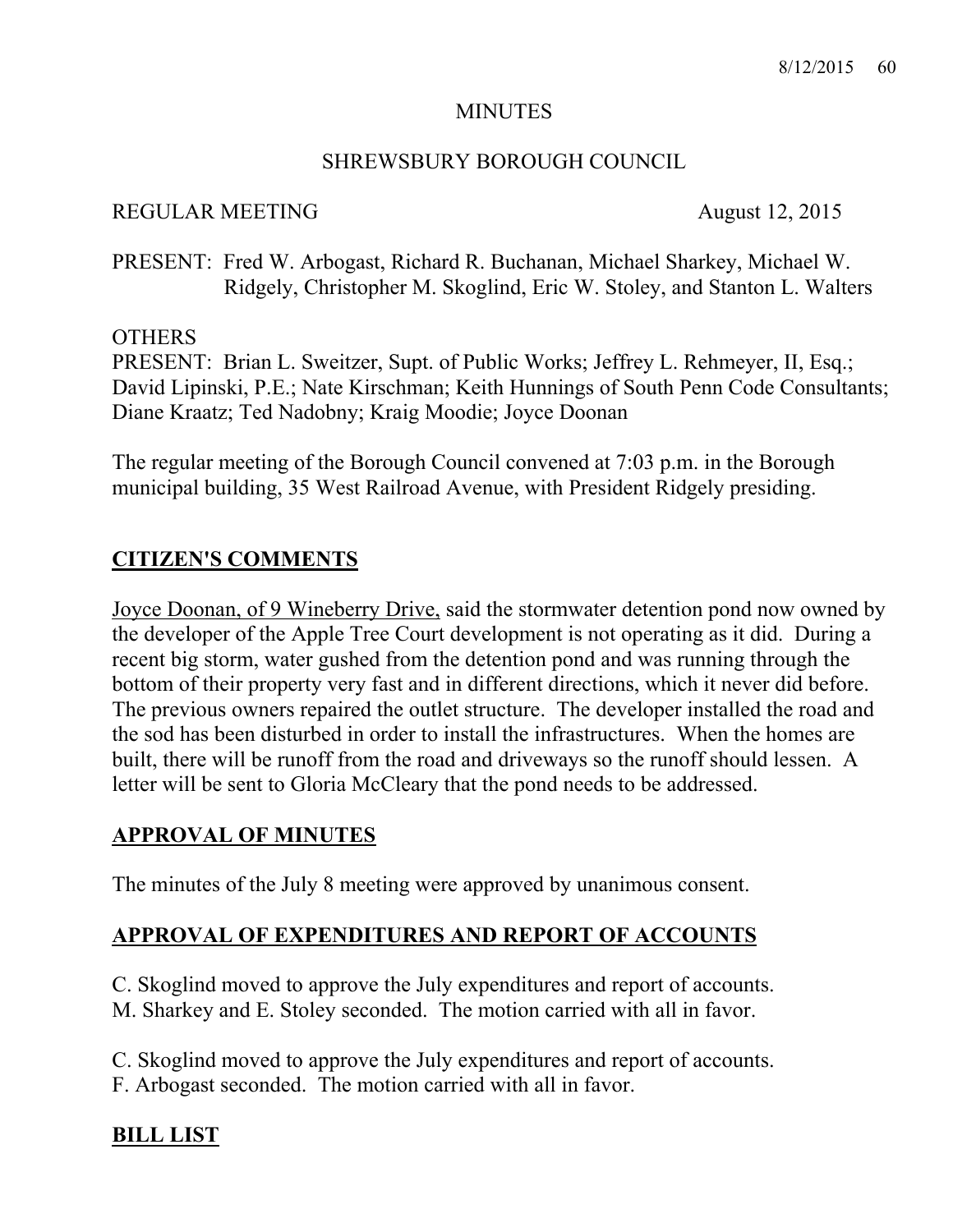# MINUTES

## SHREWSBURY BOROUGH COUNCIL

REGULAR MEETING August 12, 2015

PRESENT: Fred W. Arbogast, Richard R. Buchanan, Michael Sharkey, Michael W. Ridgely, Christopher M. Skoglind, Eric W. Stoley, and Stanton L. Walters

OTHERS
PRESENT: Brian L. Sweitzer, Supt. of Public Works; Jeffrey L. Rehmeyer, II, Esq.; David Lipinski, P.E.; Nate Kirschman; Keith Hunnings of South Penn Code Consultants; Diane Kraatz; Ted Nadobny; Kraig Moodie; Joyce Doonan

The regular meeting of the Borough Council convened at 7:03 p.m. in the Borough municipal building, 35 West Railroad Avenue, with President Ridgely presiding.

## CITIZEN'S COMMENTS

Joyce Doonan, of 9 Wineberry Drive, said the stormwater detention pond now owned by the developer of the Apple Tree Court development is not operating as it did. During a recent big storm, water gushed from the detention pond and was running through the bottom of their property very fast and in different directions, which it never did before. The previous owners repaired the outlet structure. The developer installed the road and the sod has been disturbed in order to install the infrastructures. When the homes are built, there will be runoff from the road and driveways so the runoff should lessen. A letter will be sent to Gloria McCleary that the pond needs to be addressed.

## APPROVAL OF MINUTES

The minutes of the July 8 meeting were approved by unanimous consent.

## APPROVAL OF EXPENDITURES AND REPORT OF ACCOUNTS

C. Skoglind moved to approve the July expenditures and report of accounts.
M. Sharkey and E. Stoley seconded. The motion carried with all in favor.

C. Skoglind moved to approve the July expenditures and report of accounts.
F. Arbogast seconded. The motion carried with all in favor.

## BILL LIST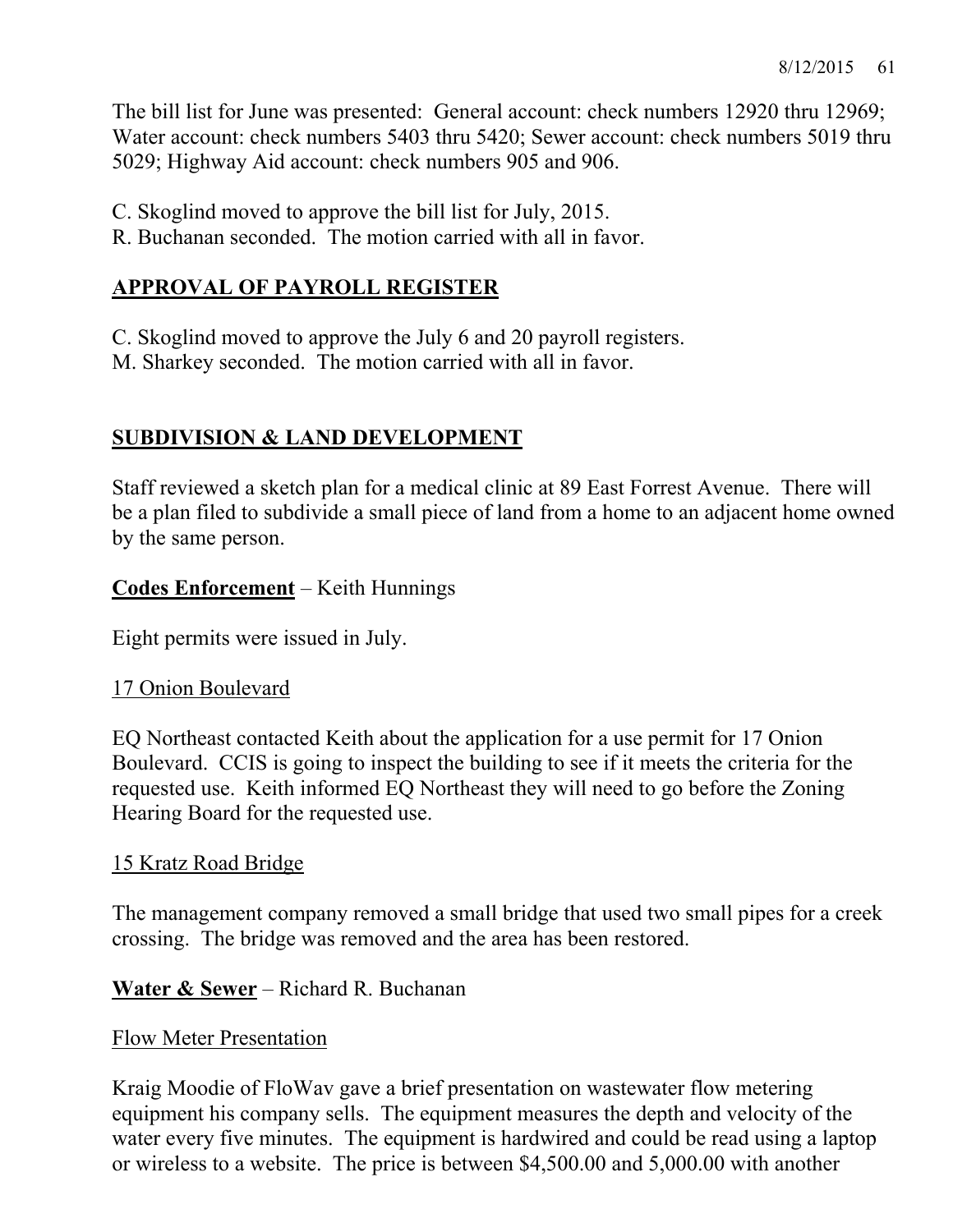The bill list for June was presented: General account: check numbers 12920 thru 12969; Water account: check numbers 5403 thru 5420; Sewer account: check numbers 5019 thru 5029; Highway Aid account: check numbers 905 and 906.

C. Skoglind moved to approve the bill list for July, 2015.
R. Buchanan seconded. The motion carried with all in favor.

## APPROVAL OF PAYROLL REGISTER

C. Skoglind moved to approve the July 6 and 20 payroll registers.
M. Sharkey seconded. The motion carried with all in favor.

## SUBDIVISION & LAND DEVELOPMENT

Staff reviewed a sketch plan for a medical clinic at 89 East Forrest Avenue. There will be a plan filed to subdivide a small piece of land from a home to an adjacent home owned by the same person.

**Codes Enforcement** – Keith Hunnings

Eight permits were issued in July.

17 Onion Boulevard

EQ Northeast contacted Keith about the application for a use permit for 17 Onion Boulevard. CCIS is going to inspect the building to see if it meets the criteria for the requested use. Keith informed EQ Northeast they will need to go before the Zoning Hearing Board for the requested use.

15 Kratz Road Bridge

The management company removed a small bridge that used two small pipes for a creek crossing. The bridge was removed and the area has been restored.

**Water & Sewer** – Richard R. Buchanan

Flow Meter Presentation

Kraig Moodie of FloWav gave a brief presentation on wastewater flow metering equipment his company sells. The equipment measures the depth and velocity of the water every five minutes. The equipment is hardwired and could be read using a laptop or wireless to a website. The price is between $4,500.00 and 5,000.00 with another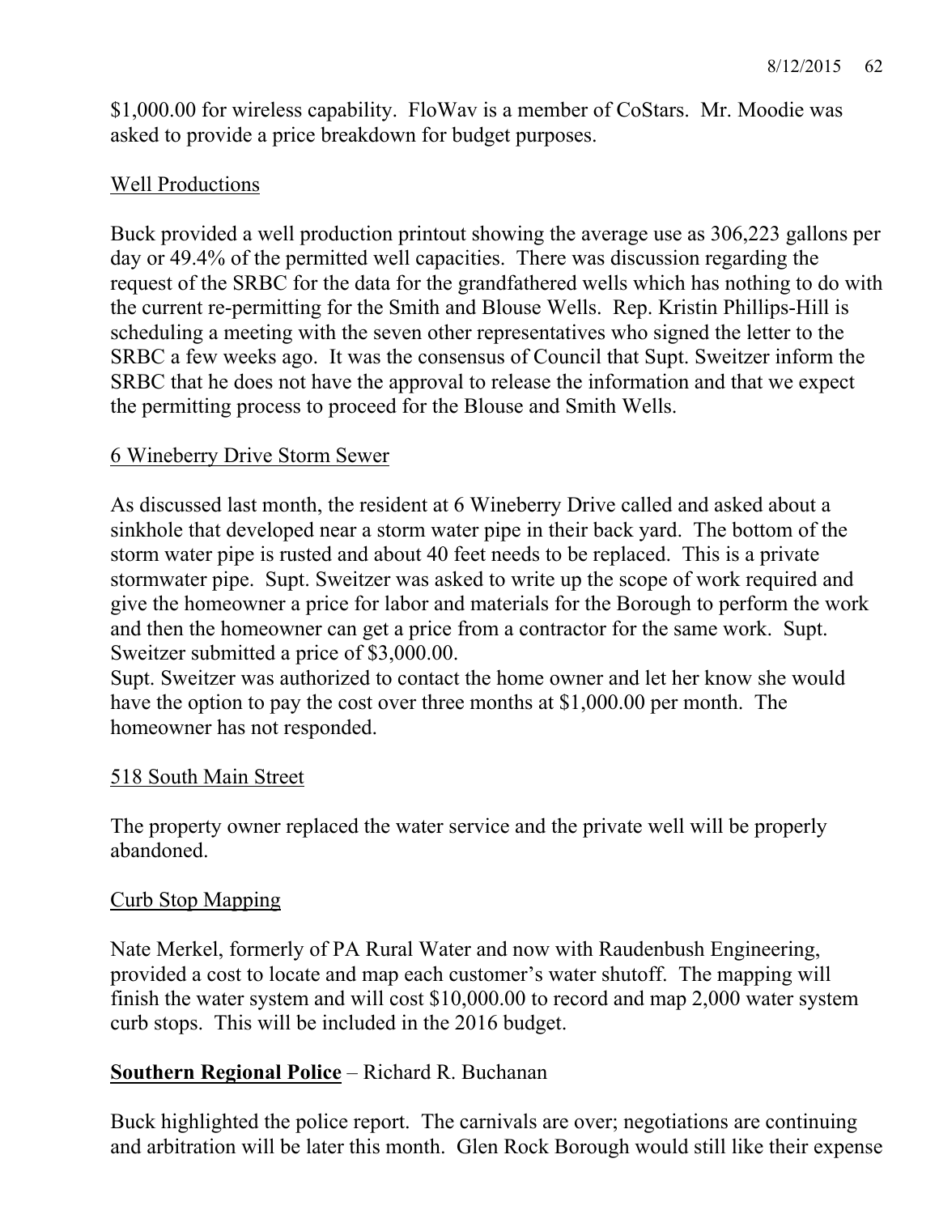$1,000.00 for wireless capability. FloWav is a member of CoStars. Mr. Moodie was asked to provide a price breakdown for budget purposes.

Well Productions

Buck provided a well production printout showing the average use as 306,223 gallons per day or 49.4% of the permitted well capacities. There was discussion regarding the request of the SRBC for the data for the grandfathered wells which has nothing to do with the current re-permitting for the Smith and Blouse Wells. Rep. Kristin Phillips-Hill is scheduling a meeting with the seven other representatives who signed the letter to the SRBC a few weeks ago. It was the consensus of Council that Supt. Sweitzer inform the SRBC that he does not have the approval to release the information and that we expect the permitting process to proceed for the Blouse and Smith Wells.

6 Wineberry Drive Storm Sewer

As discussed last month, the resident at 6 Wineberry Drive called and asked about a sinkhole that developed near a storm water pipe in their back yard. The bottom of the storm water pipe is rusted and about 40 feet needs to be replaced. This is a private stormwater pipe. Supt. Sweitzer was asked to write up the scope of work required and give the homeowner a price for labor and materials for the Borough to perform the work and then the homeowner can get a price from a contractor for the same work. Supt. Sweitzer submitted a price of $3,000.00.
Supt. Sweitzer was authorized to contact the home owner and let her know she would have the option to pay the cost over three months at $1,000.00 per month. The homeowner has not responded.

518 South Main Street

The property owner replaced the water service and the private well will be properly abandoned.

Curb Stop Mapping

Nate Merkel, formerly of PA Rural Water and now with Raudenbush Engineering, provided a cost to locate and map each customer's water shutoff. The mapping will finish the water system and will cost $10,000.00 to record and map 2,000 water system curb stops. This will be included in the 2016 budget.

**Southern Regional Police** – Richard R. Buchanan

Buck highlighted the police report. The carnivals are over; negotiations are continuing and arbitration will be later this month. Glen Rock Borough would still like their expense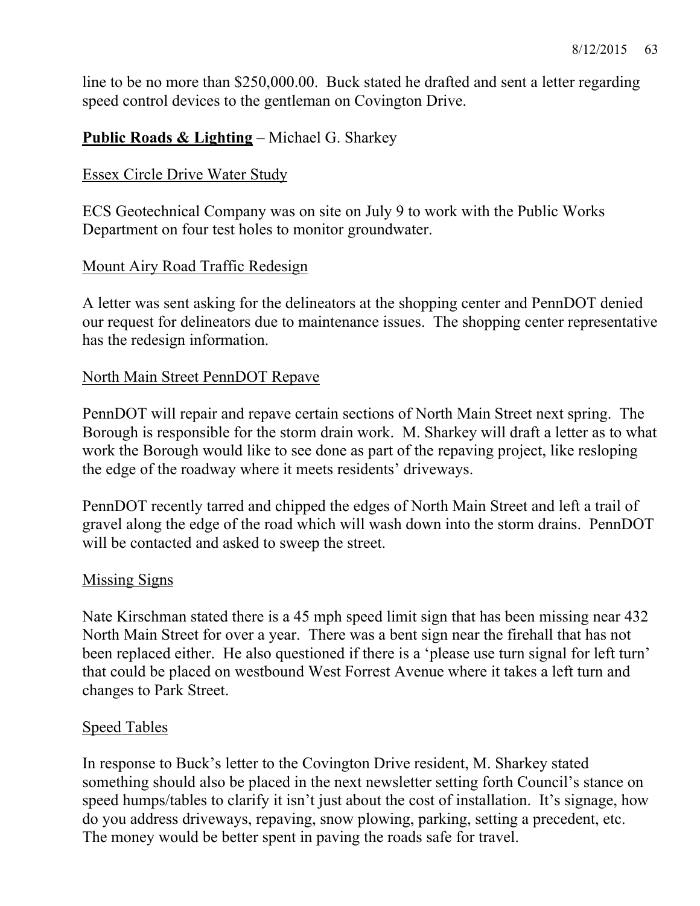line to be no more than $250,000.00. Buck stated he drafted and sent a letter regarding speed control devices to the gentleman on Covington Drive.

**<u>Public Roads & Lighting</u>** – Michael G. Sharkey

<u>Essex Circle Drive Water Study</u>

ECS Geotechnical Company was on site on July 9 to work with the Public Works Department on four test holes to monitor groundwater.

<u>Mount Airy Road Traffic Redesign</u>

A letter was sent asking for the delineators at the shopping center and PennDOT denied our request for delineators due to maintenance issues. The shopping center representative has the redesign information.

<u>North Main Street PennDOT Repave</u>

PennDOT will repair and repave certain sections of North Main Street next spring. The Borough is responsible for the storm drain work. M. Sharkey will draft a letter as to what work the Borough would like to see done as part of the repaving project, like resloping the edge of the roadway where it meets residents' driveways.

PennDOT recently tarred and chipped the edges of North Main Street and left a trail of gravel along the edge of the road which will wash down into the storm drains. PennDOT will be contacted and asked to sweep the street.

<u>Missing Signs</u>

Nate Kirschman stated there is a 45 mph speed limit sign that has been missing near 432 North Main Street for over a year. There was a bent sign near the firehall that has not been replaced either. He also questioned if there is a 'please use turn signal for left turn' that could be placed on westbound West Forrest Avenue where it takes a left turn and changes to Park Street.

<u>Speed Tables</u>

In response to Buck's letter to the Covington Drive resident, M. Sharkey stated something should also be placed in the next newsletter setting forth Council's stance on speed humps/tables to clarify it isn't just about the cost of installation. It's signage, how do you address driveways, repaving, snow plowing, parking, setting a precedent, etc. The money would be better spent in paving the roads safe for travel.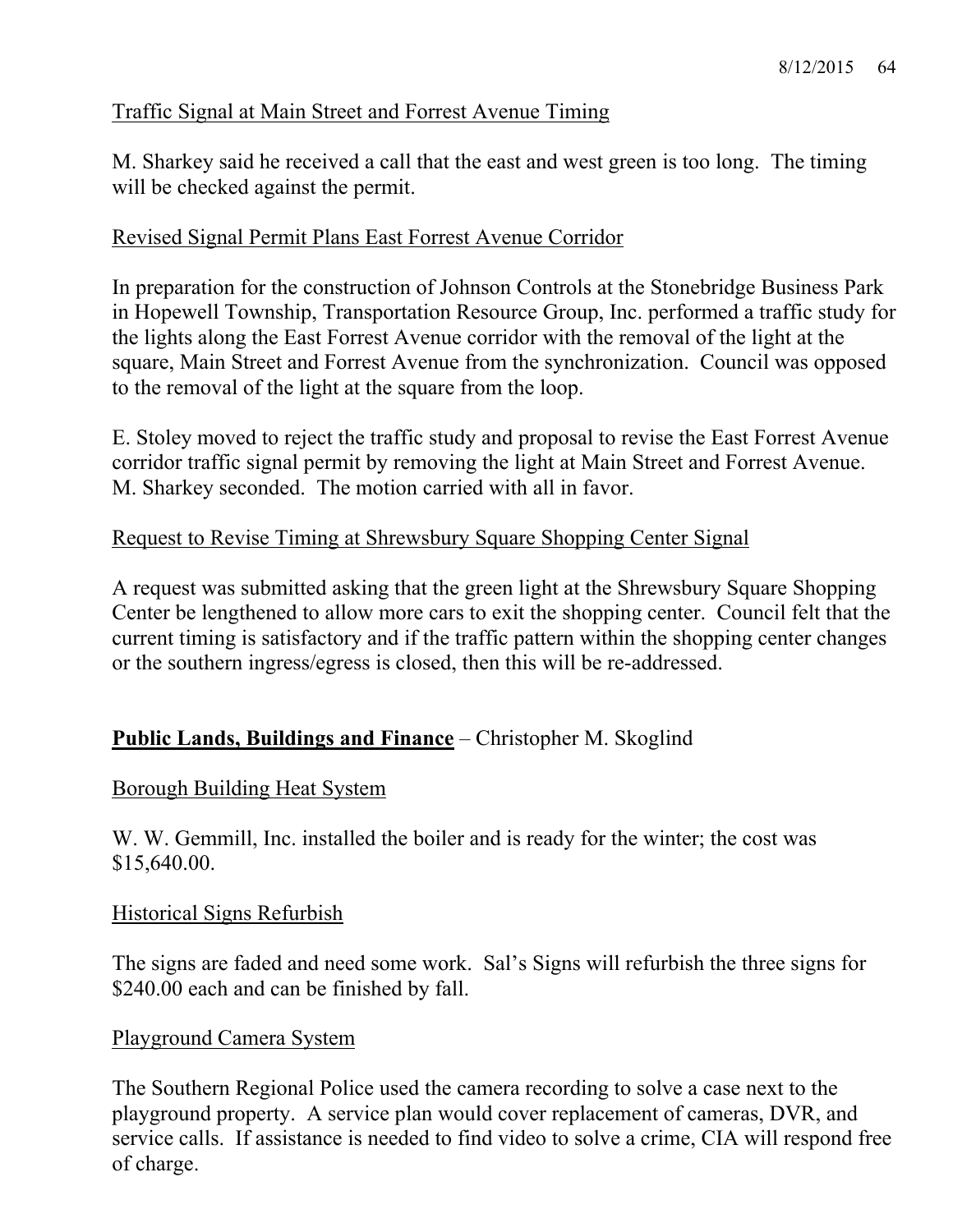Traffic Signal at Main Street and Forrest Avenue Timing

M. Sharkey said he received a call that the east and west green is too long. The timing will be checked against the permit.

Revised Signal Permit Plans East Forrest Avenue Corridor

In preparation for the construction of Johnson Controls at the Stonebridge Business Park in Hopewell Township, Transportation Resource Group, Inc. performed a traffic study for the lights along the East Forrest Avenue corridor with the removal of the light at the square, Main Street and Forrest Avenue from the synchronization. Council was opposed to the removal of the light at the square from the loop.

E. Stoley moved to reject the traffic study and proposal to revise the East Forrest Avenue corridor traffic signal permit by removing the light at Main Street and Forrest Avenue. M. Sharkey seconded. The motion carried with all in favor.

Request to Revise Timing at Shrewsbury Square Shopping Center Signal

A request was submitted asking that the green light at the Shrewsbury Square Shopping Center be lengthened to allow more cars to exit the shopping center. Council felt that the current timing is satisfactory and if the traffic pattern within the shopping center changes or the southern ingress/egress is closed, then this will be re-addressed.

**Public Lands, Buildings and Finance** – Christopher M. Skoglind

Borough Building Heat System

W. W. Gemmill, Inc. installed the boiler and is ready for the winter; the cost was $15,640.00.

Historical Signs Refurbish

The signs are faded and need some work. Sal's Signs will refurbish the three signs for $240.00 each and can be finished by fall.

Playground Camera System

The Southern Regional Police used the camera recording to solve a case next to the playground property. A service plan would cover replacement of cameras, DVR, and service calls. If assistance is needed to find video to solve a crime, CIA will respond free of charge.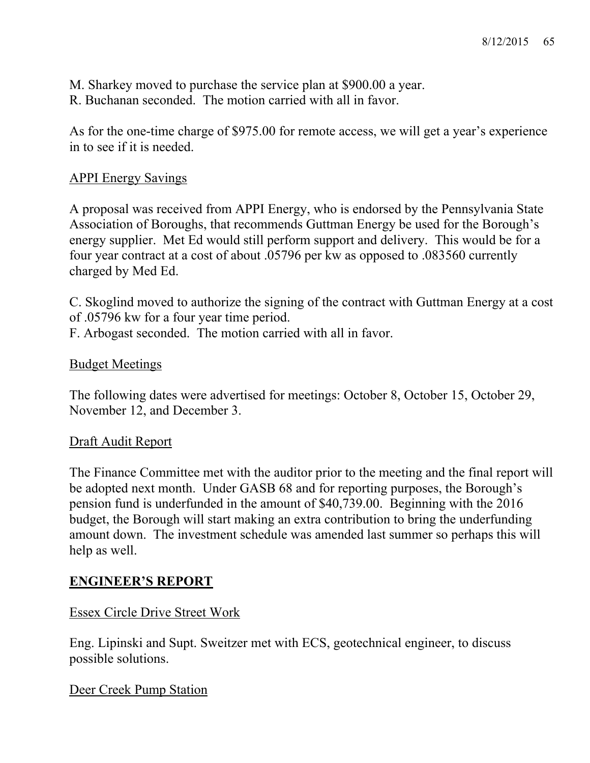M. Sharkey moved to purchase the service plan at $900.00 a year.
R. Buchanan seconded. The motion carried with all in favor.

As for the one-time charge of $975.00 for remote access, we will get a year's experience in to see if it is needed.

APPI Energy Savings

A proposal was received from APPI Energy, who is endorsed by the Pennsylvania State Association of Boroughs, that recommends Guttman Energy be used for the Borough's energy supplier. Met Ed would still perform support and delivery. This would be for a four year contract at a cost of about .05796 per kw as opposed to .083560 currently charged by Med Ed.

C. Skoglind moved to authorize the signing of the contract with Guttman Energy at a cost of .05796 kw for a four year time period.
F. Arbogast seconded. The motion carried with all in favor.

Budget Meetings

The following dates were advertised for meetings: October 8, October 15, October 29, November 12, and December 3.

Draft Audit Report

The Finance Committee met with the auditor prior to the meeting and the final report will be adopted next month. Under GASB 68 and for reporting purposes, the Borough's pension fund is underfunded in the amount of $40,739.00. Beginning with the 2016 budget, the Borough will start making an extra contribution to bring the underfunding amount down. The investment schedule was amended last summer so perhaps this will help as well.

## ENGINEER'S REPORT

Essex Circle Drive Street Work

Eng. Lipinski and Supt. Sweitzer met with ECS, geotechnical engineer, to discuss possible solutions.

Deer Creek Pump Station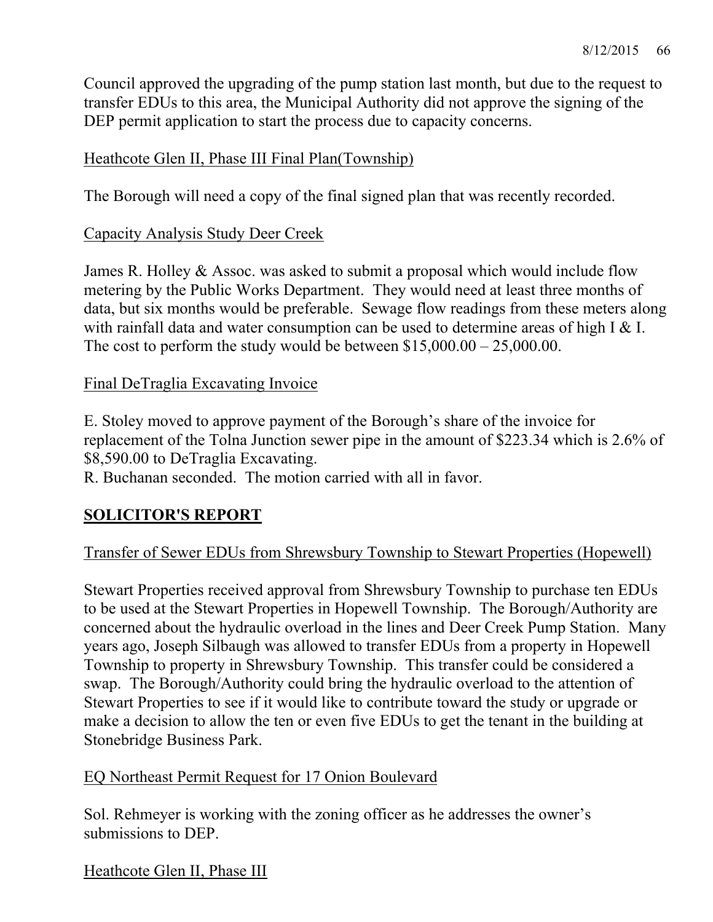Council approved the upgrading of the pump station last month, but due to the request to transfer EDUs to this area, the Municipal Authority did not approve the signing of the DEP permit application to start the process due to capacity concerns.

Heathcote Glen II, Phase III Final Plan(Township)

The Borough will need a copy of the final signed plan that was recently recorded.

Capacity Analysis Study Deer Creek

James R. Holley & Assoc. was asked to submit a proposal which would include flow metering by the Public Works Department. They would need at least three months of data, but six months would be preferable. Sewage flow readings from these meters along with rainfall data and water consumption can be used to determine areas of high I & I. The cost to perform the study would be between $15,000.00 – 25,000.00.

Final DeTraglia Excavating Invoice

E. Stoley moved to approve payment of the Borough's share of the invoice for replacement of the Tolna Junction sewer pipe in the amount of $223.34 which is 2.6% of $8,590.00 to DeTraglia Excavating.
R. Buchanan seconded. The motion carried with all in favor.

## SOLICITOR'S REPORT

Transfer of Sewer EDUs from Shrewsbury Township to Stewart Properties (Hopewell)

Stewart Properties received approval from Shrewsbury Township to purchase ten EDUs to be used at the Stewart Properties in Hopewell Township. The Borough/Authority are concerned about the hydraulic overload in the lines and Deer Creek Pump Station. Many years ago, Joseph Silbaugh was allowed to transfer EDUs from a property in Hopewell Township to property in Shrewsbury Township. This transfer could be considered a swap. The Borough/Authority could bring the hydraulic overload to the attention of Stewart Properties to see if it would like to contribute toward the study or upgrade or make a decision to allow the ten or even five EDUs to get the tenant in the building at Stonebridge Business Park.

EQ Northeast Permit Request for 17 Onion Boulevard

Sol. Rehmeyer is working with the zoning officer as he addresses the owner's submissions to DEP.

Heathcote Glen II, Phase III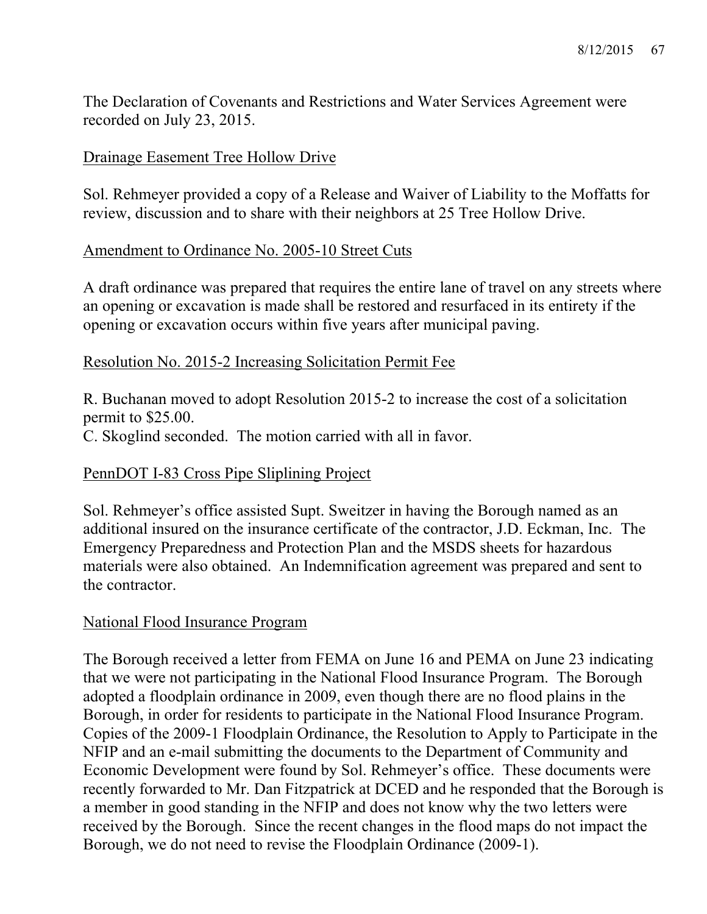The Declaration of Covenants and Restrictions and Water Services Agreement were recorded on July 23, 2015.

<u>Drainage Easement Tree Hollow Drive</u>

Sol. Rehmeyer provided a copy of a Release and Waiver of Liability to the Moffatts for review, discussion and to share with their neighbors at 25 Tree Hollow Drive.

<u>Amendment to Ordinance No. 2005-10 Street Cuts</u>

A draft ordinance was prepared that requires the entire lane of travel on any streets where an opening or excavation is made shall be restored and resurfaced in its entirety if the opening or excavation occurs within five years after municipal paving.

<u>Resolution No. 2015-2 Increasing Solicitation Permit Fee</u>

R. Buchanan moved to adopt Resolution 2015-2 to increase the cost of a solicitation permit to $25.00.
C. Skoglind seconded. The motion carried with all in favor.

<u>PennDOT I-83 Cross Pipe Sliplining Project</u>

Sol. Rehmeyer's office assisted Supt. Sweitzer in having the Borough named as an additional insured on the insurance certificate of the contractor, J.D. Eckman, Inc. The Emergency Preparedness and Protection Plan and the MSDS sheets for hazardous materials were also obtained. An Indemnification agreement was prepared and sent to the contractor.

<u>National Flood Insurance Program</u>

The Borough received a letter from FEMA on June 16 and PEMA on June 23 indicating that we were not participating in the National Flood Insurance Program. The Borough adopted a floodplain ordinance in 2009, even though there are no flood plains in the Borough, in order for residents to participate in the National Flood Insurance Program. Copies of the 2009-1 Floodplain Ordinance, the Resolution to Apply to Participate in the NFIP and an e-mail submitting the documents to the Department of Community and Economic Development were found by Sol. Rehmeyer's office. These documents were recently forwarded to Mr. Dan Fitzpatrick at DCED and he responded that the Borough is a member in good standing in the NFIP and does not know why the two letters were received by the Borough. Since the recent changes in the flood maps do not impact the Borough, we do not need to revise the Floodplain Ordinance (2009-1).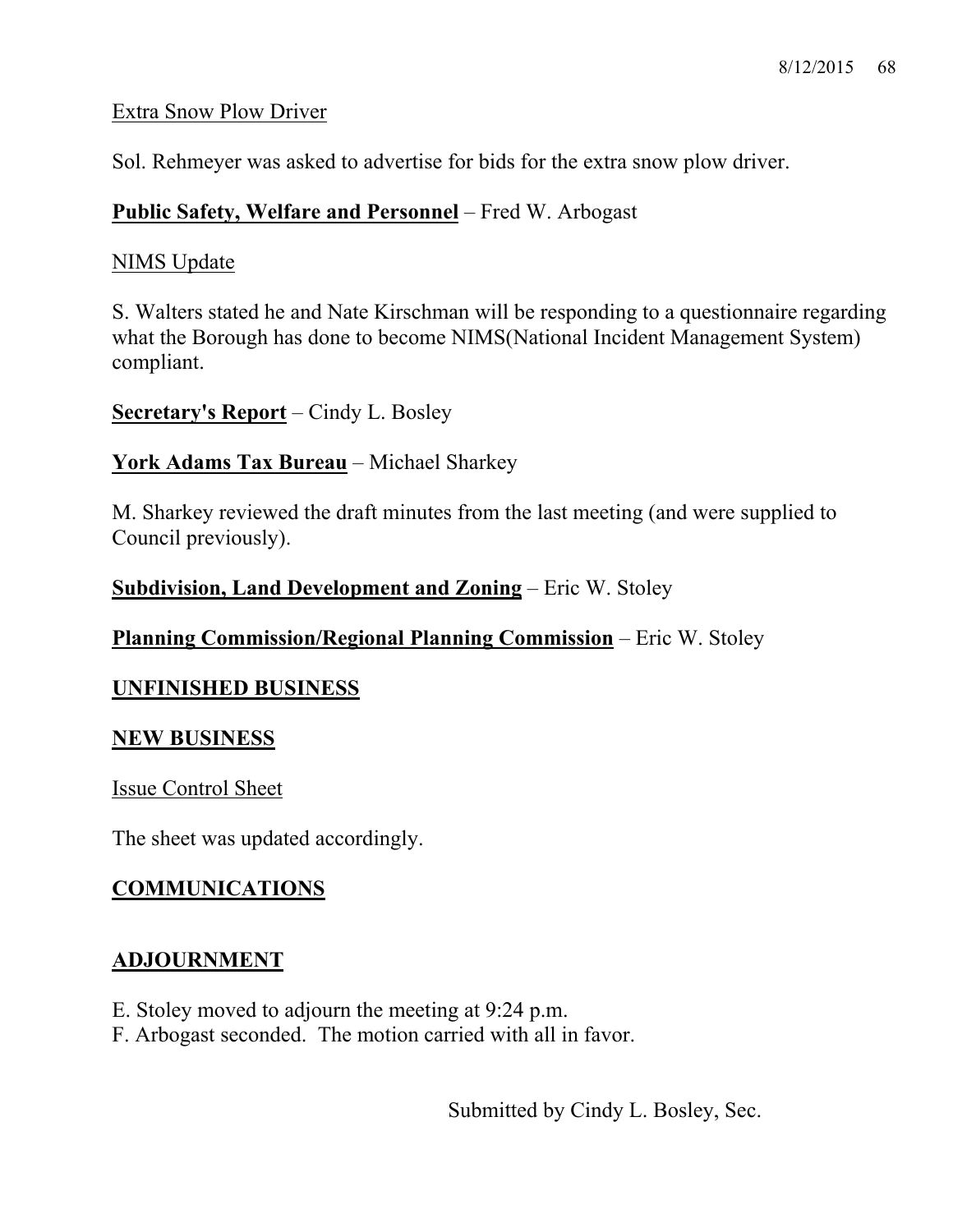Extra Snow Plow Driver

Sol. Rehmeyer was asked to advertise for bids for the extra snow plow driver.

**Public Safety, Welfare and Personnel** – Fred W. Arbogast

NIMS Update

S. Walters stated he and Nate Kirschman will be responding to a questionnaire regarding what the Borough has done to become NIMS(National Incident Management System) compliant.

**Secretary's Report** – Cindy L. Bosley

**York Adams Tax Bureau** – Michael Sharkey

M. Sharkey reviewed the draft minutes from the last meeting (and were supplied to Council previously).

**Subdivision, Land Development and Zoning** – Eric W. Stoley

**Planning Commission/Regional Planning Commission** – Eric W. Stoley

**UNFINISHED BUSINESS**

**NEW BUSINESS**

Issue Control Sheet

The sheet was updated accordingly.

**COMMUNICATIONS**

**ADJOURNMENT**

E. Stoley moved to adjourn the meeting at 9:24 p.m.
F. Arbogast seconded. The motion carried with all in favor.

Submitted by Cindy L. Bosley, Sec.